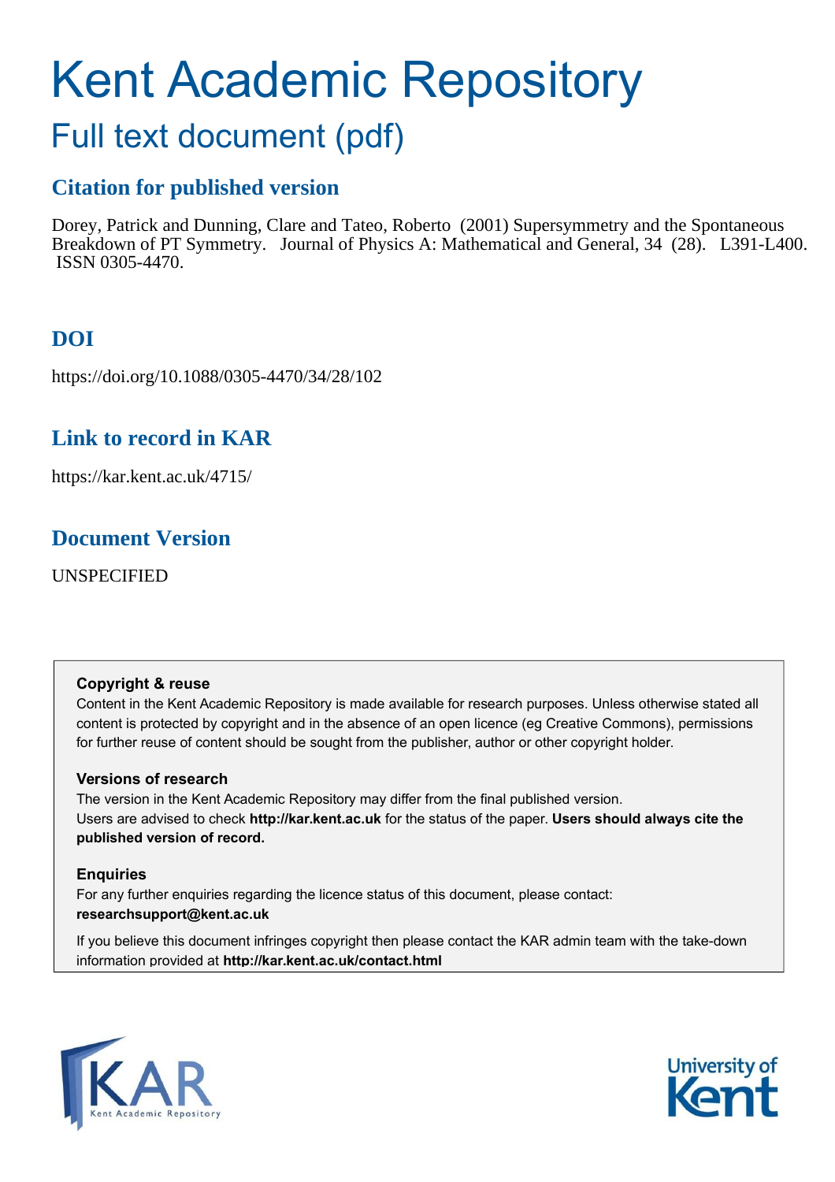# Kent Academic Repository

## Full text document (pdf)

### Citation for published version

Dorey, Patrick and Dunning, Clare and Tateo, Roberto (2001) Supersymmetry and the Spontaneous Breakdown of PT Symmetry. Journal of Physics A: Mathematical and General, 34 (28). L391-L400. ISSN 0305-4470.

### DOI

https://doi.org/10.1088/0305-4470/34/28/102

### Link to record in KAR

https://kar.kent.ac.uk/4715/

### Document Version

UNSPECIFIED

**Copyright & reuse**

Content in the Kent Academic Repository is made available for research purposes. Unless otherwise stated all content is protected by copyright and in the absence of an open licence (eg Creative Commons), permissions for further reuse of content should be sought from the publisher, author or other copyright holder.

**Versions of research**

The version in the Kent Academic Repository may differ from the final published version. Users are advised to check **http://kar.kent.ac.uk** for the status of the paper. **Users should always cite the published version of record.**

**Enquiries**

For any further enquiries regarding the licence status of this document, please contact: **researchsupport@kent.ac.uk**

If you believe this document infringes copyright then please contact the KAR admin team with the take-down information provided at **http://kar.kent.ac.uk/contact.html**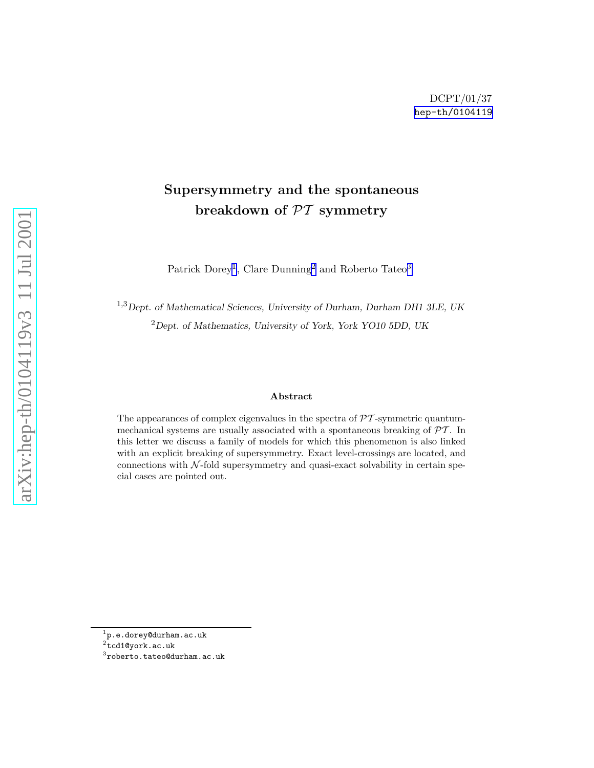DCPT/01/37
hep-th/0104119

# Supersymmetry and the spontaneous breakdown of $\mathcal{PT}$ symmetry

Patrick Dorey[1], Clare Dunning[2] and Roberto Tateo[3]

[1,3] *Dept. of Mathematical Sciences, University of Durham, Durham DH1 3LE, UK*

[2] *Dept. of Mathematics, University of York, York YO10 5DD, UK*

## Abstract

The appearances of complex eigenvalues in the spectra of $\mathcal{PT}$-symmetric quantum-mechanical systems are usually associated with a spontaneous breaking of $\mathcal{PT}$. In this letter we discuss a family of models for which this phenomenon is also linked with an explicit breaking of supersymmetry. Exact level-crossings are located, and connections with $\mathcal{N}$-fold supersymmetry and quasi-exact solvability in certain special cases are pointed out.

[1] p.e.dorey@durham.ac.uk
[2] tcd1@york.ac.uk
[3] roberto.tateo@durham.ac.uk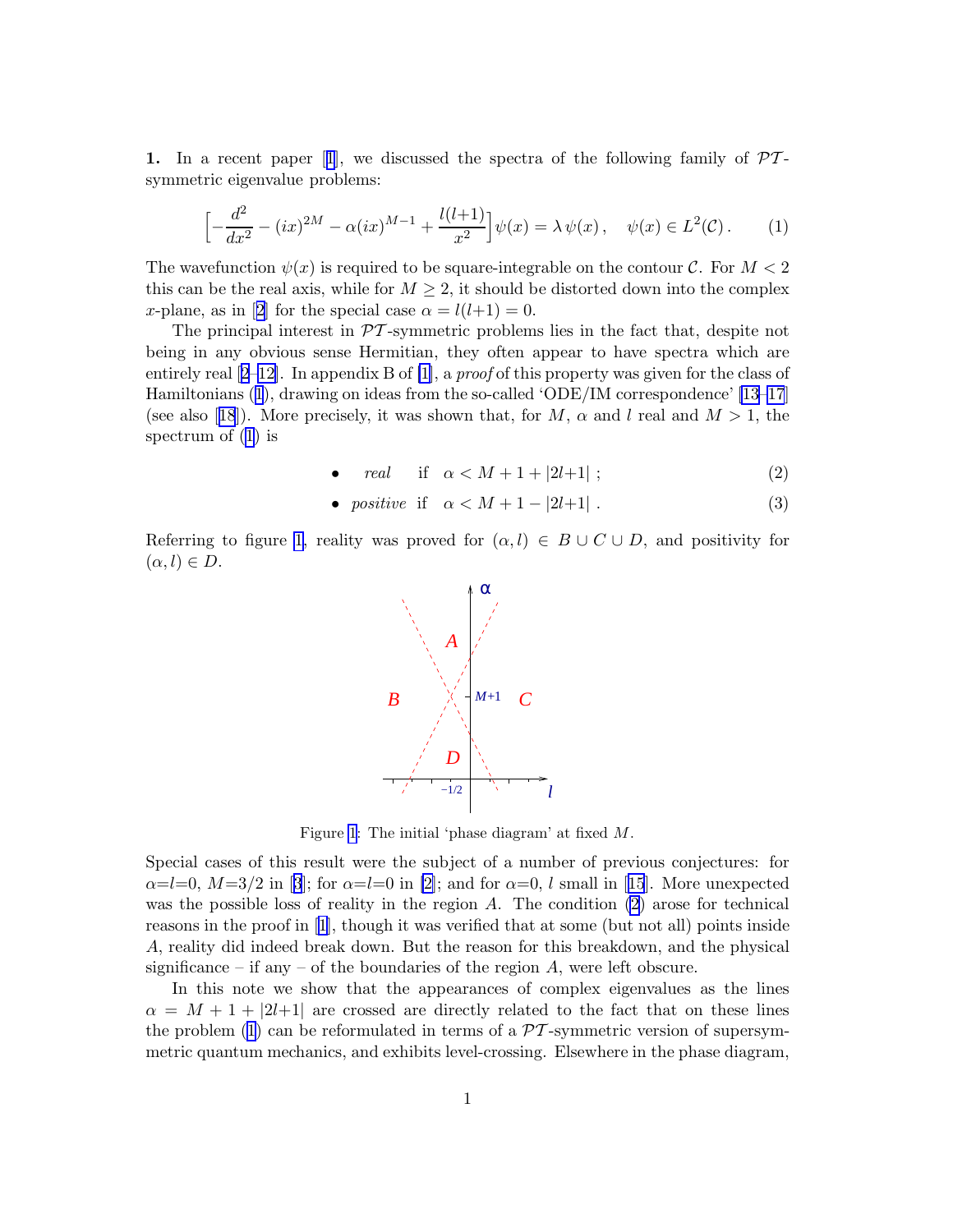**1.** In a recent paper [1], we discussed the spectra of the following family of $\mathcal{PT}$-symmetric eigenvalue problems:

$$\Big[-\frac{d^2}{dx^2} - (ix)^{2M} - \alpha(ix)^{M-1} + \frac{l(l+1)}{x^2}\Big]\psi(x) = \lambda\,\psi(x)\,, \quad \psi(x) \in L^2(\mathcal{C})\,. \tag{1}$$

The wavefunction $\psi(x)$ is required to be square-integrable on the contour $\mathcal{C}$. For $M<2$ this can be the real axis, while for $M \geq 2$, it should be distorted down into the complex $x$-plane, as in [2] for the special case $\alpha = l(l+1) = 0$.

The principal interest in $\mathcal{PT}$-symmetric problems lies in the fact that, despite not being in any obvious sense Hermitian, they often appear to have spectra which are entirely real [2–12]. In appendix B of [1], a *proof* of this property was given for the class of Hamiltonians (1), drawing on ideas from the so-called 'ODE/IM correspondence' [13–17] (see also [18]). More precisely, it was shown that, for $M$, $\alpha$ and $l$ real and $M>1$, the spectrum of (1) is

- *real* if $\quad \alpha < M+1+|2l{+}1|$ ; (2)
- *positive* if $\quad \alpha < M+1-|2l{+}1|$ . (3)

Referring to figure 1, reality was proved for $(\alpha, l) \in B \cup C \cup D$, and positivity for $(\alpha, l) \in D$.

Figure 1: The initial 'phase diagram' at fixed $M$.

Special cases of this result were the subject of a number of previous conjectures: for $\alpha{=}l{=}0$, $M{=}3/2$ in [3]; for $\alpha{=}l{=}0$ in [2]; and for $\alpha{=}0$, $l$ small in [15]. More unexpected was the possible loss of reality in the region $A$. The condition (2) arose for technical reasons in the proof in [1], though it was verified that at some (but not all) points inside $A$, reality did indeed break down. But the reason for this breakdown, and the physical significance – if any – of the boundaries of the region $A$, were left obscure.

In this note we show that the appearances of complex eigenvalues as the lines $\alpha = M+1+|2l{+}1|$ are crossed are directly related to the fact that on these lines the problem (1) can be reformulated in terms of a $\mathcal{PT}$-symmetric version of supersymmetric quantum mechanics, and exhibits level-crossing. Elsewhere in the phase diagram,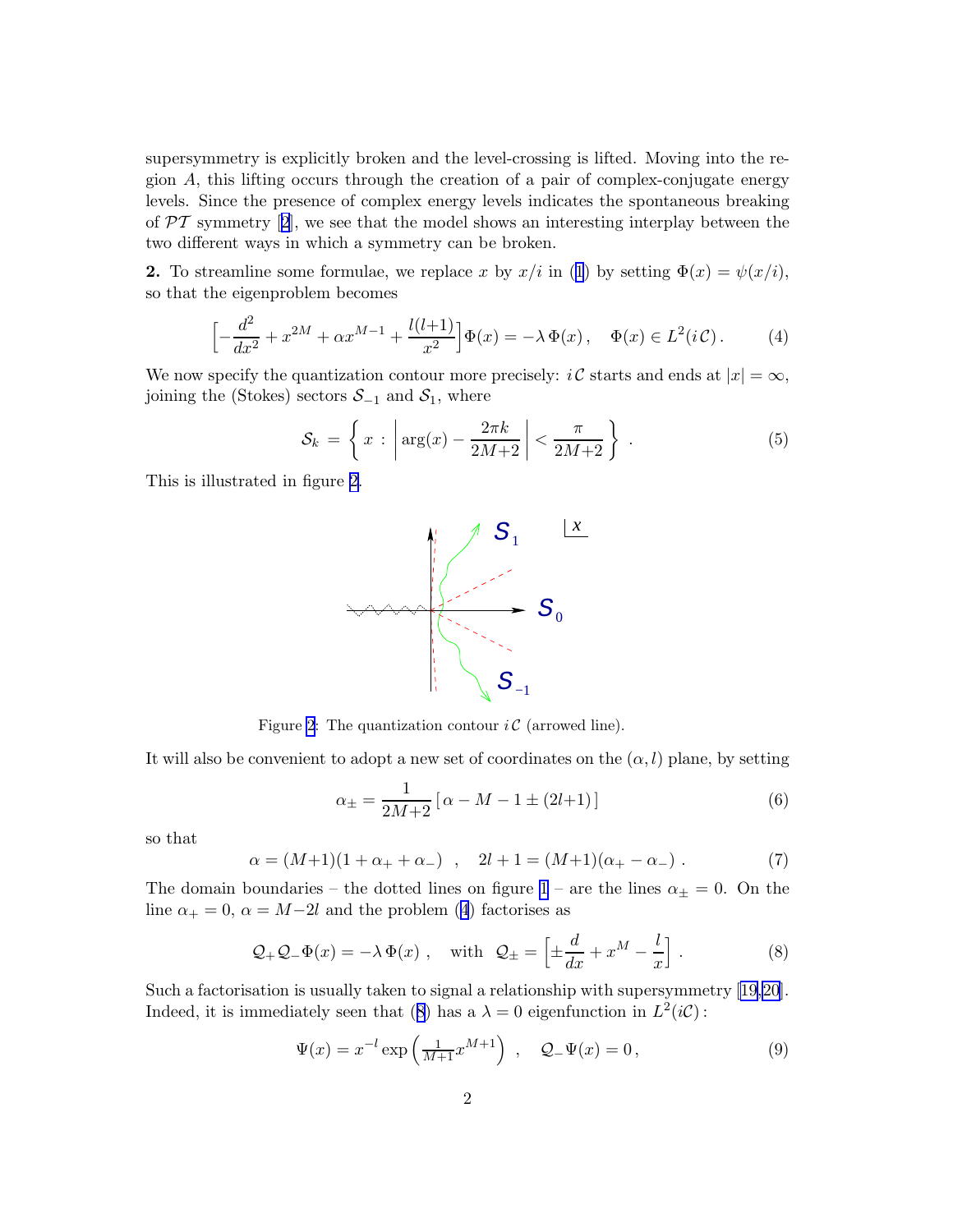supersymmetry is explicitly broken and the level-crossing is lifted. Moving into the region $A$, this lifting occurs through the creation of a pair of complex-conjugate energy levels. Since the presence of complex energy levels indicates the spontaneous breaking of $\mathcal{PT}$ symmetry [2], we see that the model shows an interesting interplay between the two different ways in which a symmetry can be broken.

**2.** To streamline some formulae, we replace $x$ by $x/i$ in (1) by setting $\Phi(x) = \psi(x/i)$, so that the eigenproblem becomes

$$\Big[-\frac{d^2}{dx^2} + x^{2M} + \alpha x^{M-1} + \frac{l(l+1)}{x^2}\Big]\Phi(x) = -\lambda\,\Phi(x)\,, \quad \Phi(x) \in L^2(i\,\mathcal{C})\,. \tag{4}$$

We now specify the quantization contour more precisely: $i\,\mathcal{C}$ starts and ends at $|x| = \infty$, joining the (Stokes) sectors $\mathcal{S}_{-1}$ and $\mathcal{S}_1$, where

$$\mathcal{S}_k \;=\; \left\{\, x \;:\; \left|\arg(x) - \frac{2\pi k}{2M{+}2}\right| < \frac{\pi}{2M{+}2}\,\right\}\;. \tag{5}$$

This is illustrated in figure 2.

Figure 2: The quantization contour $i\,\mathcal{C}$ (arrowed line).

It will also be convenient to adopt a new set of coordinates on the $(\alpha, l)$ plane, by setting

$$\alpha_\pm = \frac{1}{2M{+}2}\left[\,\alpha - M - 1 \pm (2l{+}1)\,\right] \tag{6}$$

so that

$$\alpha = (M{+}1)(1 + \alpha_+ + \alpha_-) \quad , \quad 2l+1 = (M{+}1)(\alpha_+ - \alpha_-)\,. \tag{7}$$

The domain boundaries – the dotted lines on figure 1 – are the lines $\alpha_\pm = 0$. On the line $\alpha_+ = 0$, $\alpha = M{-}2l$ and the problem (4) factorises as

$$\mathcal{Q}_+\mathcal{Q}_-\Phi(x) = -\lambda\,\Phi(x)\;, \quad \text{with} \;\; \mathcal{Q}_\pm = \Big[\pm\frac{d}{dx} + x^M - \frac{l}{x}\Big]\,. \tag{8}$$

Such a factorisation is usually taken to signal a relationship with supersymmetry [19,20]. Indeed, it is immediately seen that (8) has a $\lambda = 0$ eigenfunction in $L^2(i\mathcal{C})$ :

$$\Psi(x) = x^{-l}\exp\left(\tfrac{1}{M+1}x^{M+1}\right) \;\;, \quad \mathcal{Q}_-\Psi(x) = 0\,, \tag{9}$$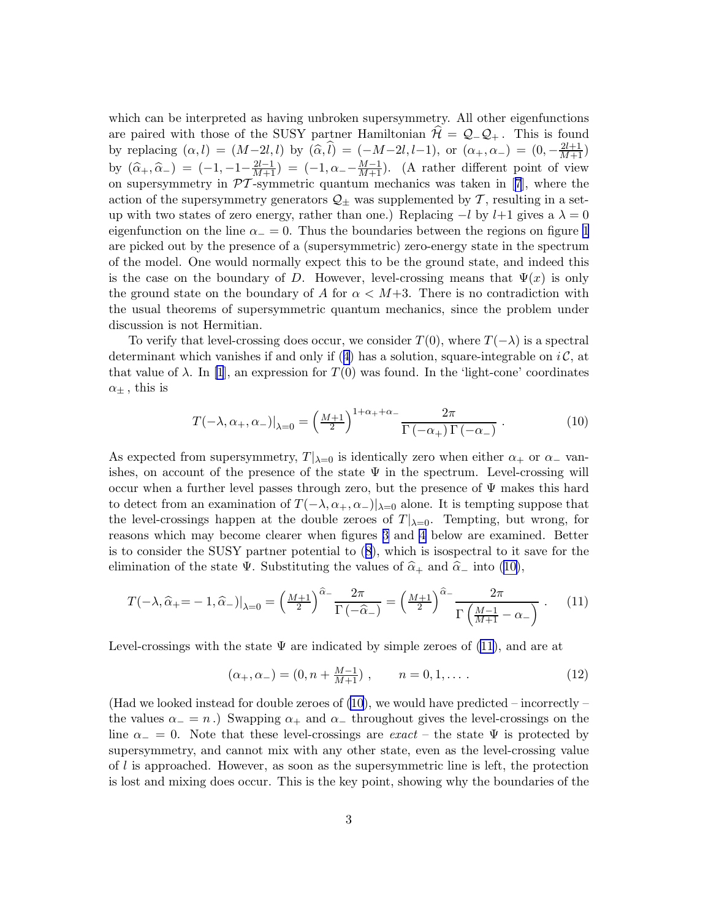which can be interpreted as having unbroken supersymmetry. All other eigenfunctions are paired with those of the SUSY partner Hamiltonian $\widehat{\mathcal{H}} = \mathcal{Q}_- \mathcal{Q}_+$. This is found by replacing $(\alpha, l) = (M{-}2l, l)$ by $(\widehat{\alpha}, \widehat{l}) = (-M{-}2l, l{-}1)$, or $(\alpha_+, \alpha_-) = (0, -\frac{2l+1}{M+1})$ by $(\widehat{\alpha}_+, \widehat{\alpha}_-) = (-1, -1{-}\frac{2l-1}{M+1}) = (-1, \alpha_- {-} \frac{M-1}{M+1})$. (A rather different point of view on supersymmetry in $\mathcal{PT}$-symmetric quantum mechanics was taken in [7], where the action of the supersymmetry generators $\mathcal{Q}_\pm$ was supplemented by $\mathcal{T}$, resulting in a set-up with two states of zero energy, rather than one.) Replacing $-l$ by $l{+}1$ gives a $\lambda = 0$ eigenfunction on the line $\alpha_- = 0$. Thus the boundaries between the regions on figure 1 are picked out by the presence of a (supersymmetric) zero-energy state in the spectrum of the model. One would normally expect this to be the ground state, and indeed this is the case on the boundary of $D$. However, level-crossing means that $\Psi(x)$ is only the ground state on the boundary of $A$ for $\alpha < M{+}3$. There is no contradiction with the usual theorems of supersymmetric quantum mechanics, since the problem under discussion is not Hermitian.

To verify that level-crossing does occur, we consider $T(0)$, where $T(-\lambda)$ is a spectral determinant which vanishes if and only if (4) has a solution, square-integrable on $i\mathcal{C}$, at that value of $\lambda$. In [1], an expression for $T(0)$ was found. In the 'light-cone' coordinates $\alpha_\pm$, this is

$$T(-\lambda, \alpha_+, \alpha_-)|_{\lambda=0} = \left(\tfrac{M+1}{2}\right)^{1+\alpha_+ + \alpha_-} \frac{2\pi}{\Gamma\left(-\alpha_+\right)\Gamma\left(-\alpha_-\right)} \,. \tag{10}$$

As expected from supersymmetry, $T|_{\lambda=0}$ is identically zero when either $\alpha_+$ or $\alpha_-$ vanishes, on account of the presence of the state $\Psi$ in the spectrum. Level-crossing will occur when a further level passes through zero, but the presence of $\Psi$ makes this hard to detect from an examination of $T(-\lambda, \alpha_+, \alpha_-)|_{\lambda=0}$ alone. It is tempting suppose that the level-crossings happen at the double zeroes of $T|_{\lambda=0}$. Tempting, but wrong, for reasons which may become clearer when figures 3 and 4 below are examined. Better is to consider the SUSY partner potential to (8), which is isospectral to it save for the elimination of the state $\Psi$. Substituting the values of $\widehat{\alpha}_+$ and $\widehat{\alpha}_-$ into (10),

$$T(-\lambda, \widehat{\alpha}_+ {=} -1, \widehat{\alpha}_-)|_{\lambda=0} = \left(\tfrac{M+1}{2}\right)^{\widehat{\alpha}_-} \frac{2\pi}{\Gamma\left(-\widehat{\alpha}_-\right)} = \left(\tfrac{M+1}{2}\right)^{\widehat{\alpha}_-} \frac{2\pi}{\Gamma\left(\frac{M-1}{M+1} - \alpha_-\right)} \,. \tag{11}$$

Level-crossings with the state $\Psi$ are indicated by simple zeroes of (11), and are at

$$(\alpha_+, \alpha_-) = (0, n + \tfrac{M-1}{M+1}) \,, \qquad n = 0, 1, \ldots \,. \tag{12}$$

(Had we looked instead for double zeroes of (10), we would have predicted – incorrectly – the values $\alpha_- = n$.) Swapping $\alpha_+$ and $\alpha_-$ throughout gives the level-crossings on the line $\alpha_- = 0$. Note that these level-crossings are *exact* – the state $\Psi$ is protected by supersymmetry, and cannot mix with any other state, even as the level-crossing value of $l$ is approached. However, as soon as the supersymmetric line is left, the protection is lost and mixing does occur. This is the key point, showing why the boundaries of the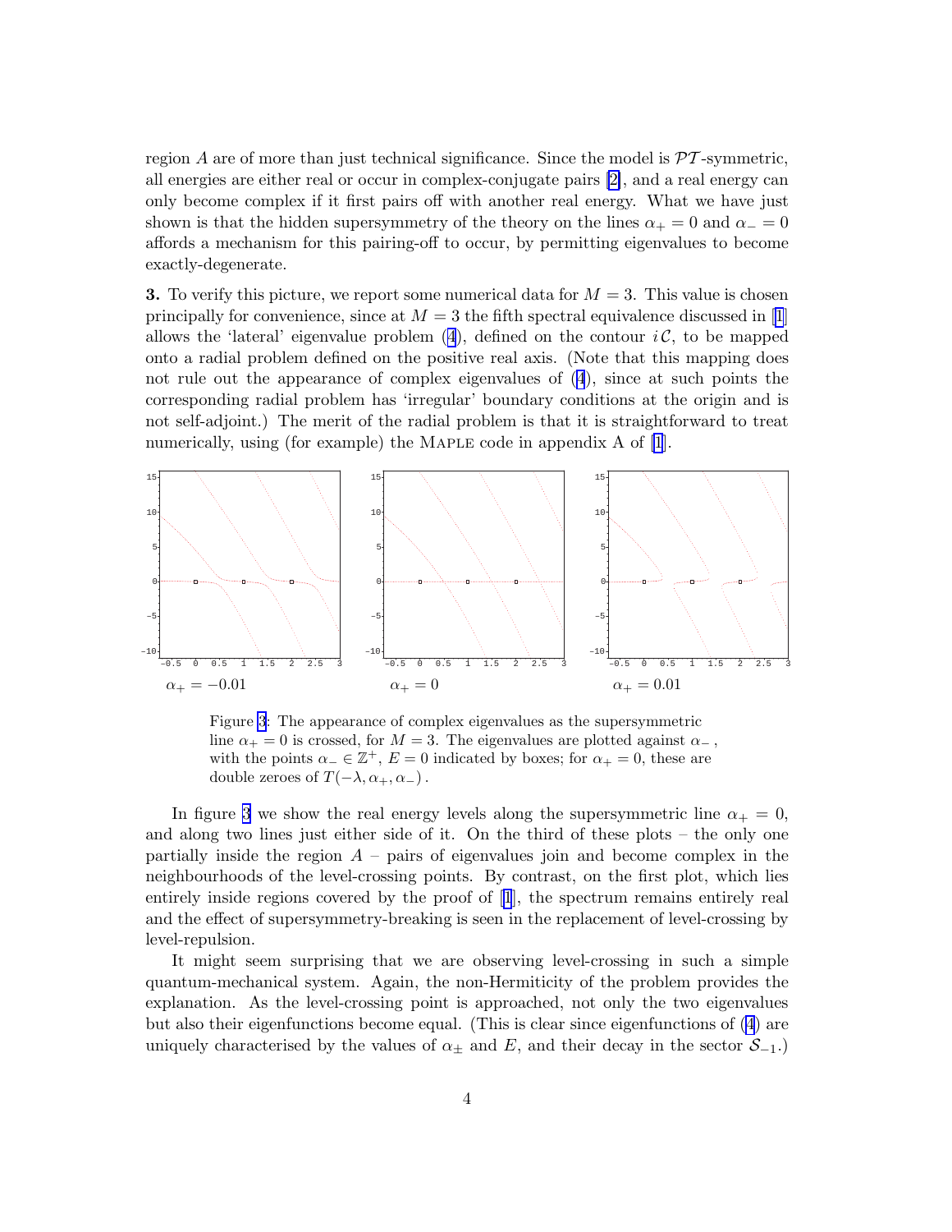region $A$ are of more than just technical significance. Since the model is $\mathcal{PT}$-symmetric, all energies are either real or occur in complex-conjugate pairs [2], and a real energy can only become complex if it first pairs off with another real energy. What we have just shown is that the hidden supersymmetry of the theory on the lines $\alpha_+ = 0$ and $\alpha_- = 0$ affords a mechanism for this pairing-off to occur, by permitting eigenvalues to become exactly-degenerate.

**3.** To verify this picture, we report some numerical data for $M = 3$. This value is chosen principally for convenience, since at $M = 3$ the fifth spectral equivalence discussed in [1] allows the 'lateral' eigenvalue problem (4), defined on the contour $i\mathcal{C}$, to be mapped onto a radial problem defined on the positive real axis. (Note that this mapping does not rule out the appearance of complex eigenvalues of (4), since at such points the corresponding radial problem has 'irregular' boundary conditions at the origin and is not self-adjoint.) The merit of the radial problem is that it is straightforward to treat numerically, using (for example) the MAPLE code in appendix A of [1].

$\alpha_+ = -0.01$ $\quad$ $\alpha_+ = 0$ $\quad$ $\alpha_+ = 0.01$

Figure 3: The appearance of complex eigenvalues as the supersymmetric line $\alpha_+ = 0$ is crossed, for $M = 3$. The eigenvalues are plotted against $\alpha_-$, with the points $\alpha_- \in \mathbb{Z}^+$, $E = 0$ indicated by boxes; for $\alpha_+ = 0$, these are double zeroes of $T(-\lambda, \alpha_+, \alpha_-)$.

In figure 3 we show the real energy levels along the supersymmetric line $\alpha_+ = 0$, and along two lines just either side of it. On the third of these plots – the only one partially inside the region $A$ – pairs of eigenvalues join and become complex in the neighbourhoods of the level-crossing points. By contrast, on the first plot, which lies entirely inside regions covered by the proof of [1], the spectrum remains entirely real and the effect of supersymmetry-breaking is seen in the replacement of level-crossing by level-repulsion.

It might seem surprising that we are observing level-crossing in such a simple quantum-mechanical system. Again, the non-Hermiticity of the problem provides the explanation. As the level-crossing point is approached, not only the two eigenvalues but also their eigenfunctions become equal. (This is clear since eigenfunctions of (4) are uniquely characterised by the values of $\alpha_\pm$ and $E$, and their decay in the sector $\mathcal{S}_{-1}$.)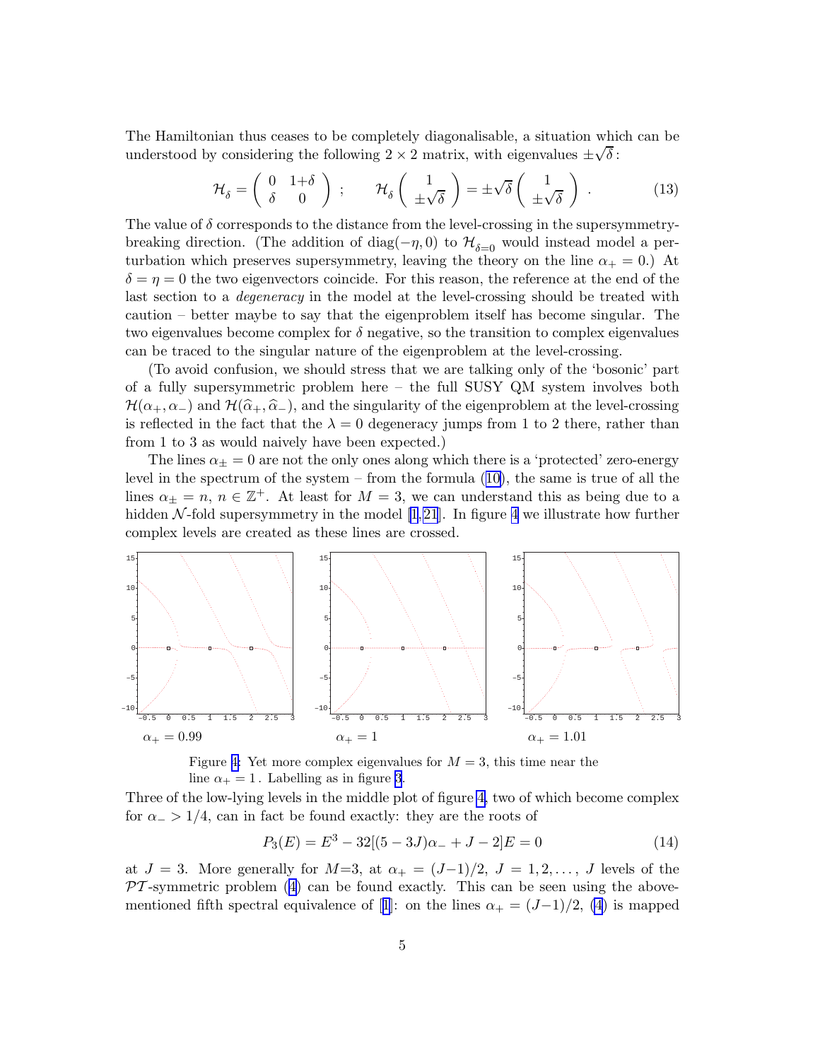The Hamiltonian thus ceases to be completely diagonalisable, a situation which can be understood by considering the following $2 \times 2$ matrix, with eigenvalues $\pm\sqrt{\delta}$ :

$$\mathcal{H}_\delta = \begin{pmatrix} 0 & 1{+}\delta \\ \delta & 0 \end{pmatrix} \; ; \qquad \mathcal{H}_\delta \begin{pmatrix} 1 \\ \pm\sqrt{\delta} \end{pmatrix} = \pm\sqrt{\delta} \begin{pmatrix} 1 \\ \pm\sqrt{\delta} \end{pmatrix} \; . \tag{13}$$

The value of $\delta$ corresponds to the distance from the level-crossing in the supersymmetry-breaking direction. (The addition of $\mathrm{diag}(-\eta, 0)$ to $\mathcal{H}_{\delta=0}$ would instead model a perturbation which preserves supersymmetry, leaving the theory on the line $\alpha_+ = 0$.) At $\delta = \eta = 0$ the two eigenvectors coincide. For this reason, the reference at the end of the last section to a *degeneracy* in the model at the level-crossing should be treated with caution – better maybe to say that the eigenproblem itself has become singular. The two eigenvalues become complex for $\delta$ negative, so the transition to complex eigenvalues can be traced to the singular nature of the eigenproblem at the level-crossing.

(To avoid confusion, we should stress that we are talking only of the 'bosonic' part of a fully supersymmetric problem here – the full SUSY QM system involves both $\mathcal{H}(\alpha_+, \alpha_-)$ and $\mathcal{H}(\widehat{\alpha}_+, \widehat{\alpha}_-)$, and the singularity of the eigenproblem at the level-crossing is reflected in the fact that the $\lambda = 0$ degeneracy jumps from 1 to 2 there, rather than from 1 to 3 as would naively have been expected.)

The lines $\alpha_\pm = 0$ are not the only ones along which there is a 'protected' zero-energy level in the spectrum of the system – from the formula (10), the same is true of all the lines $\alpha_\pm = n$, $n \in \mathbb{Z}^+$. At least for $M = 3$, we can understand this as being due to a hidden $\mathcal{N}$-fold supersymmetry in the model [1, 21]. In figure 4 we illustrate how further complex levels are created as these lines are crossed.

$\alpha_+ = 0.99$ $\qquad$ $\alpha_+ = 1$ $\qquad$ $\alpha_+ = 1.01$

Figure 4: Yet more complex eigenvalues for $M = 3$, this time near the line $\alpha_+ = 1$. Labelling as in figure 3.

Three of the low-lying levels in the middle plot of figure 4, two of which become complex for $\alpha_- > 1/4$, can in fact be found exactly: they are the roots of

$$P_3(E) = E^3 - 32[(5 - 3J)\alpha_- + J - 2]E = 0 \tag{14}$$

at $J = 3$. More generally for $M$=3, at $\alpha_+ = (J{-}1)/2$, $J = 1, 2, \ldots$, $J$ levels of the $\mathcal{PT}$-symmetric problem (4) can be found exactly. This can be seen using the above-mentioned fifth spectral equivalence of [1]: on the lines $\alpha_+ = (J{-}1)/2$, (4) is mapped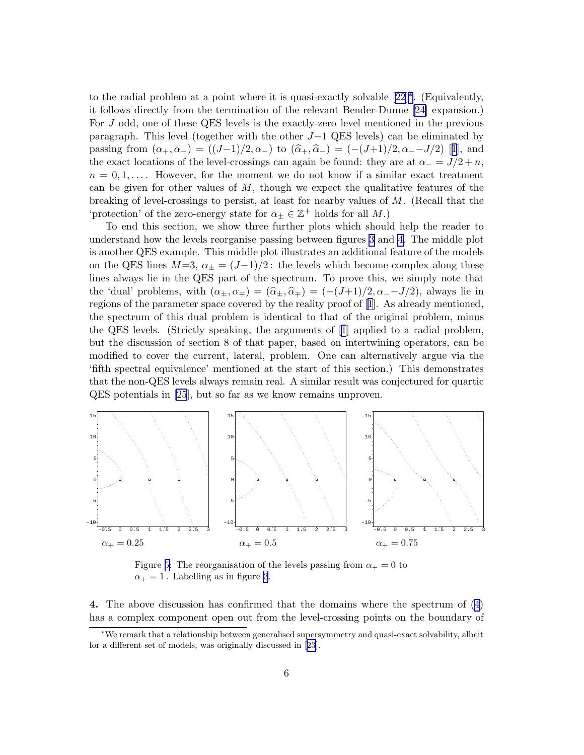to the radial problem at a point where it is quasi-exactly solvable [22]*. (Equivalently, it follows directly from the termination of the relevant Bender-Dunne [24] expansion.) For $J$ odd, one of these QES levels is the exactly-zero level mentioned in the previous paragraph. This level (together with the other $J-1$ QES levels) can be eliminated by passing from $(\alpha_+, \alpha_-) = ((J-1)/2, \alpha_-)$ to $(\widehat{\alpha}_+, \widehat{\alpha}_-) = (-(J+1)/2, \alpha_- - J/2)$ [1], and the exact locations of the level-crossings can again be found: they are at $\alpha_- = J/2 + n$, $n = 0, 1, \ldots$. However, for the moment we do not know if a similar exact treatment can be given for other values of $M$, though we expect the qualitative features of the breaking of level-crossings to persist, at least for nearby values of $M$. (Recall that the 'protection' of the zero-energy state for $\alpha_\pm \in \mathbb{Z}^+$ holds for all $M$.)

To end this section, we show three further plots which should help the reader to understand how the levels reorganise passing between figures 3 and 4. The middle plot is another QES example. This middle plot illustrates an additional feature of the models on the QES lines $M=3$, $\alpha_\pm = (J-1)/2$: the levels which become complex along these lines always lie in the QES part of the spectrum. To prove this, we simply note that the 'dual' problems, with $(\alpha_\pm, \alpha_\mp) = (\widehat{\alpha}_\pm, \widehat{\alpha}_\mp) = (-(J+1)/2, \alpha_- - J/2)$, always lie in regions of the parameter space covered by the reality proof of [1]. As already mentioned, the spectrum of this dual problem is identical to that of the original problem, minus the QES levels. (Strictly speaking, the arguments of [1] applied to a radial problem, but the discussion of section 8 of that paper, based on intertwining operators, can be modified to cover the current, lateral, problem. One can alternatively argue via the 'fifth spectral equivalence' mentioned at the start of this section.) This demonstrates that the non-QES levels always remain real. A similar result was conjectured for quartic QES potentials in [25], but so far as we know remains unproven.

$\alpha_+ = 0.25$ $\alpha_+ = 0.5$ $\alpha_+ = 0.75$

Figure 5: The reorganisation of the levels passing from $\alpha_+ = 0$ to $\alpha_+ = 1$. Labelling as in figure 3.

**4.** The above discussion has confirmed that the domains where the spectrum of (4) has a complex component open out from the level-crossing points on the boundary of

*We remark that a relationship between generalised supersymmetry and quasi-exact solvability, albeit for a different set of models, was originally discussed in [23].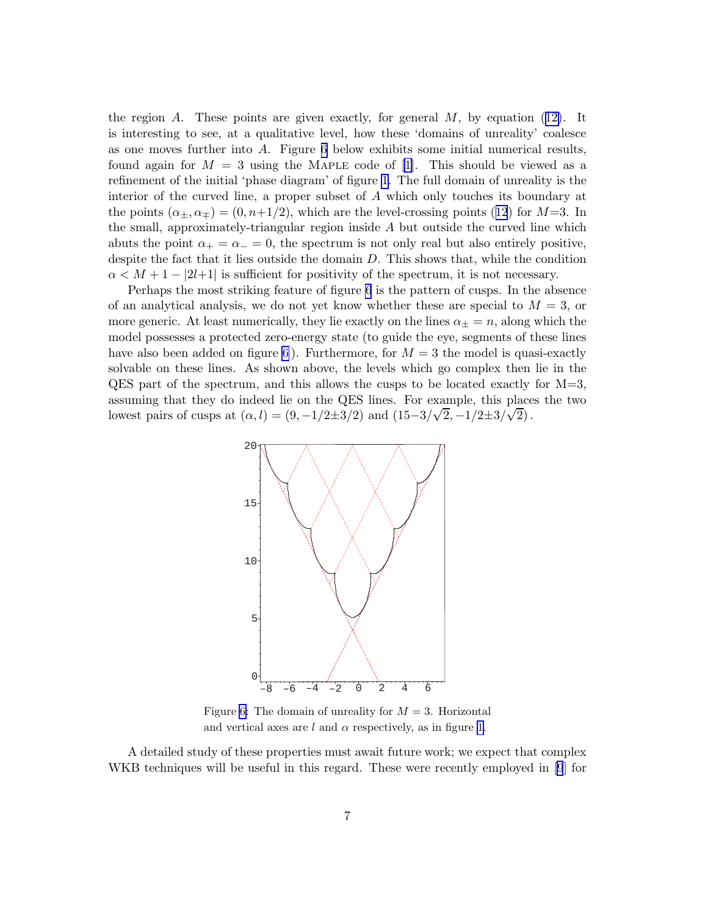the region $A$. These points are given exactly, for general $M$, by equation (12). It is interesting to see, at a qualitative level, how these 'domains of unreality' coalesce as one moves further into $A$. Figure 6 below exhibits some initial numerical results, found again for $M = 3$ using the MAPLE code of [1]. This should be viewed as a refinement of the initial 'phase diagram' of figure 1. The full domain of unreality is the interior of the curved line, a proper subset of $A$ which only touches its boundary at the points $(\alpha_{\pm}, \alpha_{\mp}) = (0, n+1/2)$, which are the level-crossing points (12) for $M$=3. In the small, approximately-triangular region inside $A$ but outside the curved line which abuts the point $\alpha_+ = \alpha_- = 0$, the spectrum is not only real but also entirely positive, despite the fact that it lies outside the domain $D$. This shows that, while the condition $\alpha < M + 1 - |2l+1|$ is sufficient for positivity of the spectrum, it is not necessary.

Perhaps the most striking feature of figure 6 is the pattern of cusps. In the absence of an analytical analysis, we do not yet know whether these are special to $M = 3$, or more generic. At least numerically, they lie exactly on the lines $\alpha_{\pm} = n$, along which the model possesses a protected zero-energy state (to guide the eye, segments of these lines have also been added on figure 6). Furthermore, for $M = 3$ the model is quasi-exactly solvable on these lines. As shown above, the levels which go complex then lie in the QES part of the spectrum, and this allows the cusps to be located exactly for M=3, assuming that they do indeed lie on the QES lines. For example, this places the two lowest pairs of cusps at $(\alpha, l) = (9, -1/2 \pm 3/2)$ and $(15 - 3/\sqrt{2}, -1/2 \pm 3/\sqrt{2})$.

Figure 6: The domain of unreality for $M = 3$. Horizontal and vertical axes are $l$ and $\alpha$ respectively, as in figure 1.

A detailed study of these properties must await future work; we expect that complex WKB techniques will be useful in this regard. These were recently employed in [9] for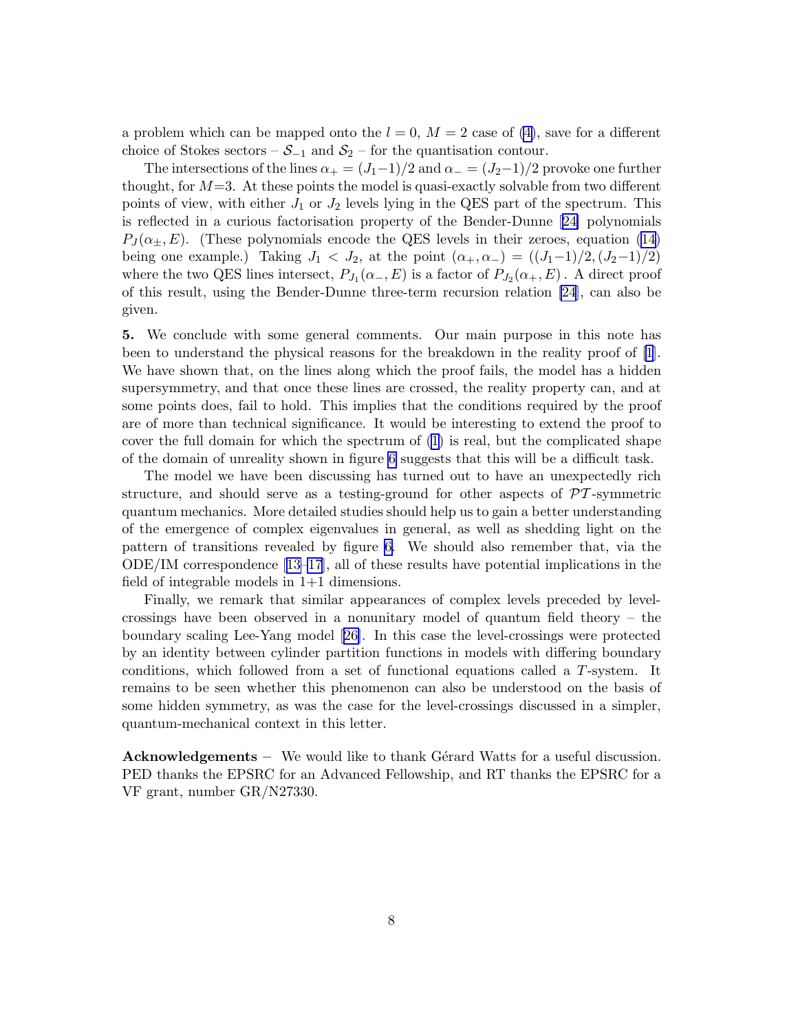a problem which can be mapped onto the $l = 0$, $M = 2$ case of (4), save for a different choice of Stokes sectors – $\mathcal{S}_{-1}$ and $\mathcal{S}_2$ – for the quantisation contour.

The intersections of the lines $\alpha_+ = (J_1{-}1)/2$ and $\alpha_- = (J_2{-}1)/2$ provoke one further thought, for $M{=}3$. At these points the model is quasi-exactly solvable from two different points of view, with either $J_1$ or $J_2$ levels lying in the QES part of the spectrum. This is reflected in a curious factorisation property of the Bender-Dunne [24] polynomials $P_J(\alpha_\pm, E)$. (These polynomials encode the QES levels in their zeroes, equation (14) being one example.) Taking $J_1 < J_2$, at the point $(\alpha_+, \alpha_-) = ((J_1{-}1)/2, (J_2{-}1)/2)$ where the two QES lines intersect, $P_{J_1}(\alpha_-, E)$ is a factor of $P_{J_2}(\alpha_+, E)$ . A direct proof of this result, using the Bender-Dunne three-term recursion relation [24], can also be given.

**5.** We conclude with some general comments. Our main purpose in this note has been to understand the physical reasons for the breakdown in the reality proof of [1]. We have shown that, on the lines along which the proof fails, the model has a hidden supersymmetry, and that once these lines are crossed, the reality property can, and at some points does, fail to hold. This implies that the conditions required by the proof are of more than technical significance. It would be interesting to extend the proof to cover the full domain for which the spectrum of (1) is real, but the complicated shape of the domain of unreality shown in figure 6 suggests that this will be a difficult task.

The model we have been discussing has turned out to have an unexpectedly rich structure, and should serve as a testing-ground for other aspects of $\mathcal{PT}$-symmetric quantum mechanics. More detailed studies should help us to gain a better understanding of the emergence of complex eigenvalues in general, as well as shedding light on the pattern of transitions revealed by figure 6. We should also remember that, via the ODE/IM correspondence [13–17], all of these results have potential implications in the field of integrable models in 1+1 dimensions.

Finally, we remark that similar appearances of complex levels preceded by level-crossings have been observed in a nonunitary model of quantum field theory – the boundary scaling Lee-Yang model [26]. In this case the level-crossings were protected by an identity between cylinder partition functions in models with differing boundary conditions, which followed from a set of functional equations called a $T$-system. It remains to be seen whether this phenomenon can also be understood on the basis of some hidden symmetry, as was the case for the level-crossings discussed in a simpler, quantum-mechanical context in this letter.

**Acknowledgements** – We would like to thank Gérard Watts for a useful discussion. PED thanks the EPSRC for an Advanced Fellowship, and RT thanks the EPSRC for a VF grant, number GR/N27330.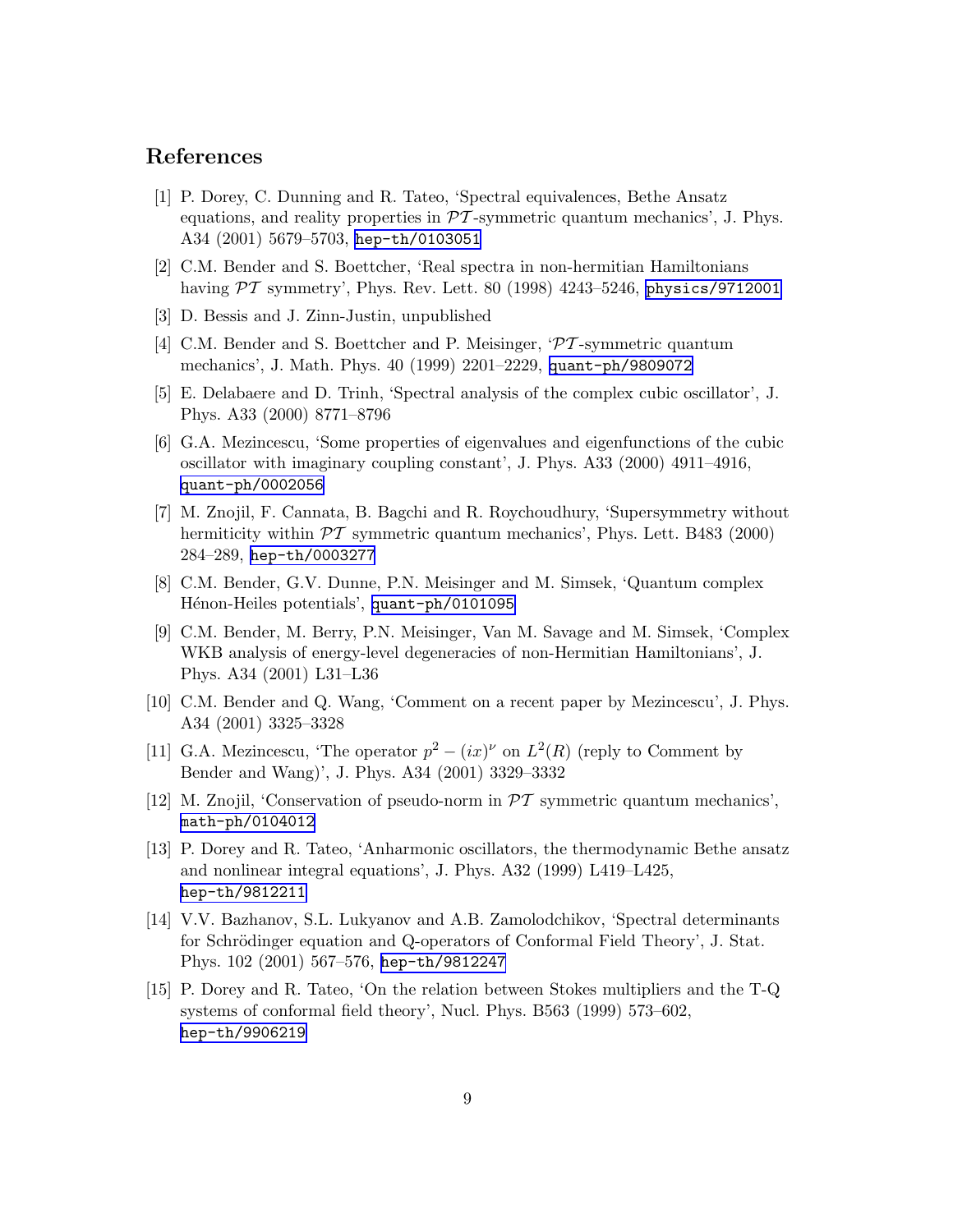## References

[1] P. Dorey, C. Dunning and R. Tateo, 'Spectral equivalences, Bethe Ansatz equations, and reality properties in $\mathcal{PT}$-symmetric quantum mechanics', J. Phys. A34 (2001) 5679–5703, hep-th/0103051

[2] C.M. Bender and S. Boettcher, 'Real spectra in non-hermitian Hamiltonians having $\mathcal{PT}$ symmetry', Phys. Rev. Lett. 80 (1998) 4243–5246, physics/9712001

[3] D. Bessis and J. Zinn-Justin, unpublished

[4] C.M. Bender and S. Boettcher and P. Meisinger, '$\mathcal{PT}$-symmetric quantum mechanics', J. Math. Phys. 40 (1999) 2201–2229, quant-ph/9809072

[5] E. Delabaere and D. Trinh, 'Spectral analysis of the complex cubic oscillator', J. Phys. A33 (2000) 8771–8796

[6] G.A. Mezincescu, 'Some properties of eigenvalues and eigenfunctions of the cubic oscillator with imaginary coupling constant', J. Phys. A33 (2000) 4911–4916, quant-ph/0002056

[7] M. Znojil, F. Cannata, B. Bagchi and R. Roychoudhury, 'Supersymmetry without hermiticity within $\mathcal{PT}$ symmetric quantum mechanics', Phys. Lett. B483 (2000) 284–289, hep-th/0003277

[8] C.M. Bender, G.V. Dunne, P.N. Meisinger and M. Simsek, 'Quantum complex Hénon-Heiles potentials', quant-ph/0101095

[9] C.M. Bender, M. Berry, P.N. Meisinger, Van M. Savage and M. Simsek, 'Complex WKB analysis of energy-level degeneracies of non-Hermitian Hamiltonians', J. Phys. A34 (2001) L31–L36

[10] C.M. Bender and Q. Wang, 'Comment on a recent paper by Mezincescu', J. Phys. A34 (2001) 3325–3328

[11] G.A. Mezincescu, 'The operator $p^2 - (ix)^\nu$ on $L^2(R)$ (reply to Comment by Bender and Wang)', J. Phys. A34 (2001) 3329–3332

[12] M. Znojil, 'Conservation of pseudo-norm in $\mathcal{PT}$ symmetric quantum mechanics', math-ph/0104012

[13] P. Dorey and R. Tateo, 'Anharmonic oscillators, the thermodynamic Bethe ansatz and nonlinear integral equations', J. Phys. A32 (1999) L419–L425, hep-th/9812211

[14] V.V. Bazhanov, S.L. Lukyanov and A.B. Zamolodchikov, 'Spectral determinants for Schrödinger equation and Q-operators of Conformal Field Theory', J. Stat. Phys. 102 (2001) 567–576, hep-th/9812247

[15] P. Dorey and R. Tateo, 'On the relation between Stokes multipliers and the T-Q systems of conformal field theory', Nucl. Phys. B563 (1999) 573–602, hep-th/9906219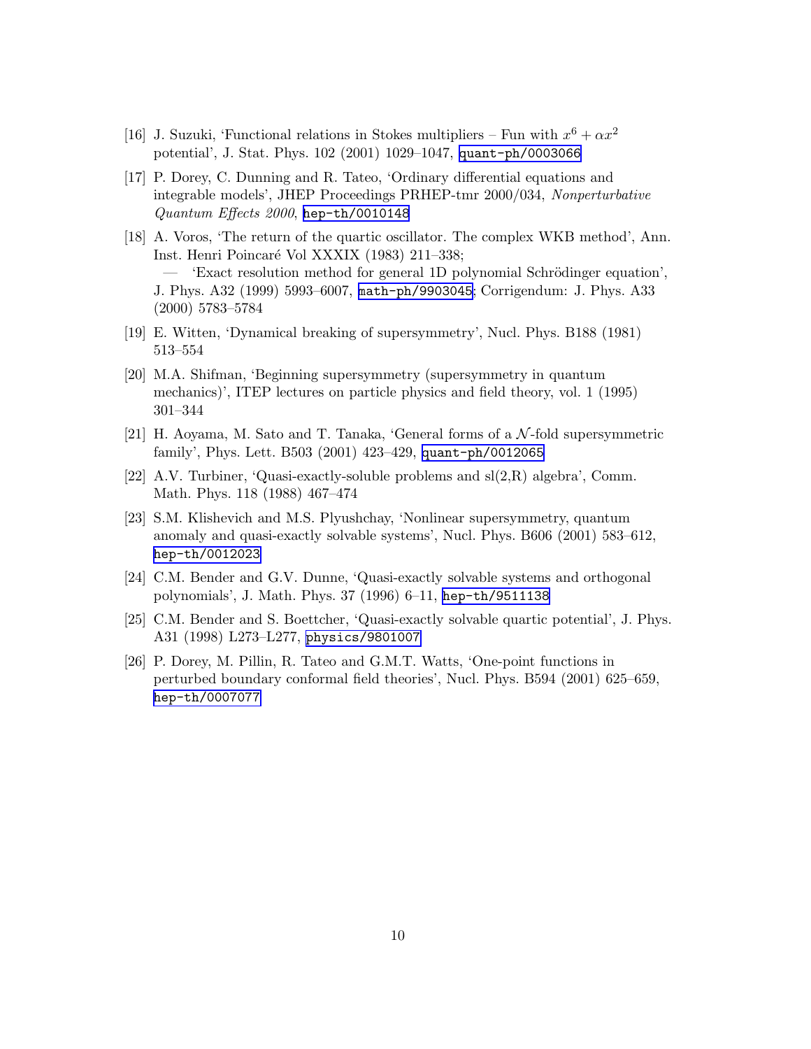[16] J. Suzuki, 'Functional relations in Stokes multipliers – Fun with $x^6 + \alpha x^2$ potential', J. Stat. Phys. 102 (2001) 1029–1047, quant-ph/0003066

[17] P. Dorey, C. Dunning and R. Tateo, 'Ordinary differential equations and integrable models', JHEP Proceedings PRHEP-tmr 2000/034, *Nonperturbative Quantum Effects 2000*, hep-th/0010148

[18] A. Voros, 'The return of the quartic oscillator. The complex WKB method', Ann. Inst. Henri Poincaré Vol XXXIX (1983) 211–338;
— 'Exact resolution method for general 1D polynomial Schrödinger equation', J. Phys. A32 (1999) 5993–6007, math-ph/9903045; Corrigendum: J. Phys. A33 (2000) 5783–5784

[19] E. Witten, 'Dynamical breaking of supersymmetry', Nucl. Phys. B188 (1981) 513–554

[20] M.A. Shifman, 'Beginning supersymmetry (supersymmetry in quantum mechanics)', ITEP lectures on particle physics and field theory, vol. 1 (1995) 301–344

[21] H. Aoyama, M. Sato and T. Tanaka, 'General forms of a $\mathcal{N}$-fold supersymmetric family', Phys. Lett. B503 (2001) 423–429, quant-ph/0012065

[22] A.V. Turbiner, 'Quasi-exactly-soluble problems and sl(2,R) algebra', Comm. Math. Phys. 118 (1988) 467–474

[23] S.M. Klishevich and M.S. Plyushchay, 'Nonlinear supersymmetry, quantum anomaly and quasi-exactly solvable systems', Nucl. Phys. B606 (2001) 583–612, hep-th/0012023

[24] C.M. Bender and G.V. Dunne, 'Quasi-exactly solvable systems and orthogonal polynomials', J. Math. Phys. 37 (1996) 6–11, hep-th/9511138

[25] C.M. Bender and S. Boettcher, 'Quasi-exactly solvable quartic potential', J. Phys. A31 (1998) L273–L277, physics/9801007

[26] P. Dorey, M. Pillin, R. Tateo and G.M.T. Watts, 'One-point functions in perturbed boundary conformal field theories', Nucl. Phys. B594 (2001) 625–659, hep-th/0007077